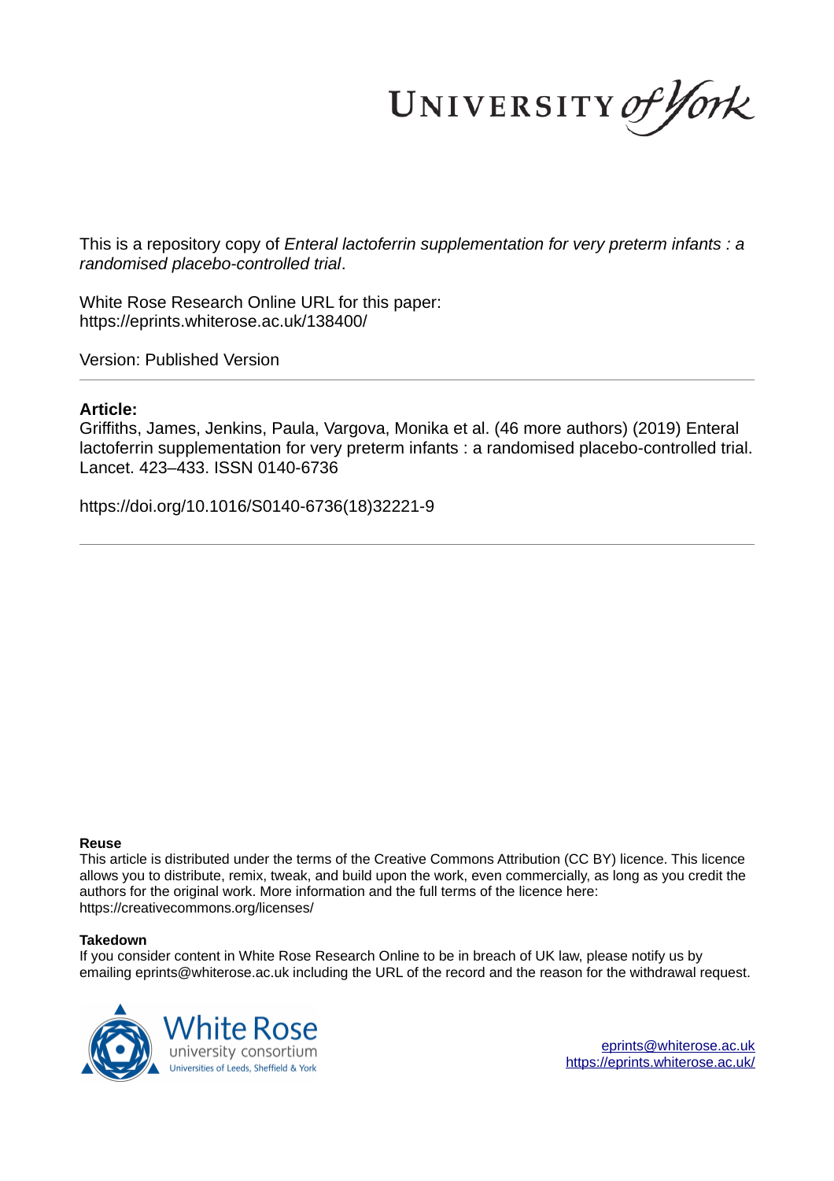This is a repository copy of *Enteral lactoferrin supplementation for very preterm infants : a randomised placebo-controlled trial*.

White Rose Research Online URL for this paper:
https://eprints.whiterose.ac.uk/138400/

Version: Published Version

## Article:

Griffiths, James, Jenkins, Paula, Vargova, Monika et al. (46 more authors) (2019) Enteral lactoferrin supplementation for very preterm infants : a randomised placebo-controlled trial. Lancet. 423–433. ISSN 0140-6736

https://doi.org/10.1016/S0140-6736(18)32221-9

### Reuse

This article is distributed under the terms of the Creative Commons Attribution (CC BY) licence. This licence allows you to distribute, remix, tweak, and build upon the work, even commercially, as long as you credit the authors for the original work. More information and the full terms of the licence here: https://creativecommons.org/licenses/

### Takedown

If you consider content in White Rose Research Online to be in breach of UK law, please notify us by emailing eprints@whiterose.ac.uk including the URL of the record and the reason for the withdrawal request.

eprints@whiterose.ac.uk
https://eprints.whiterose.ac.uk/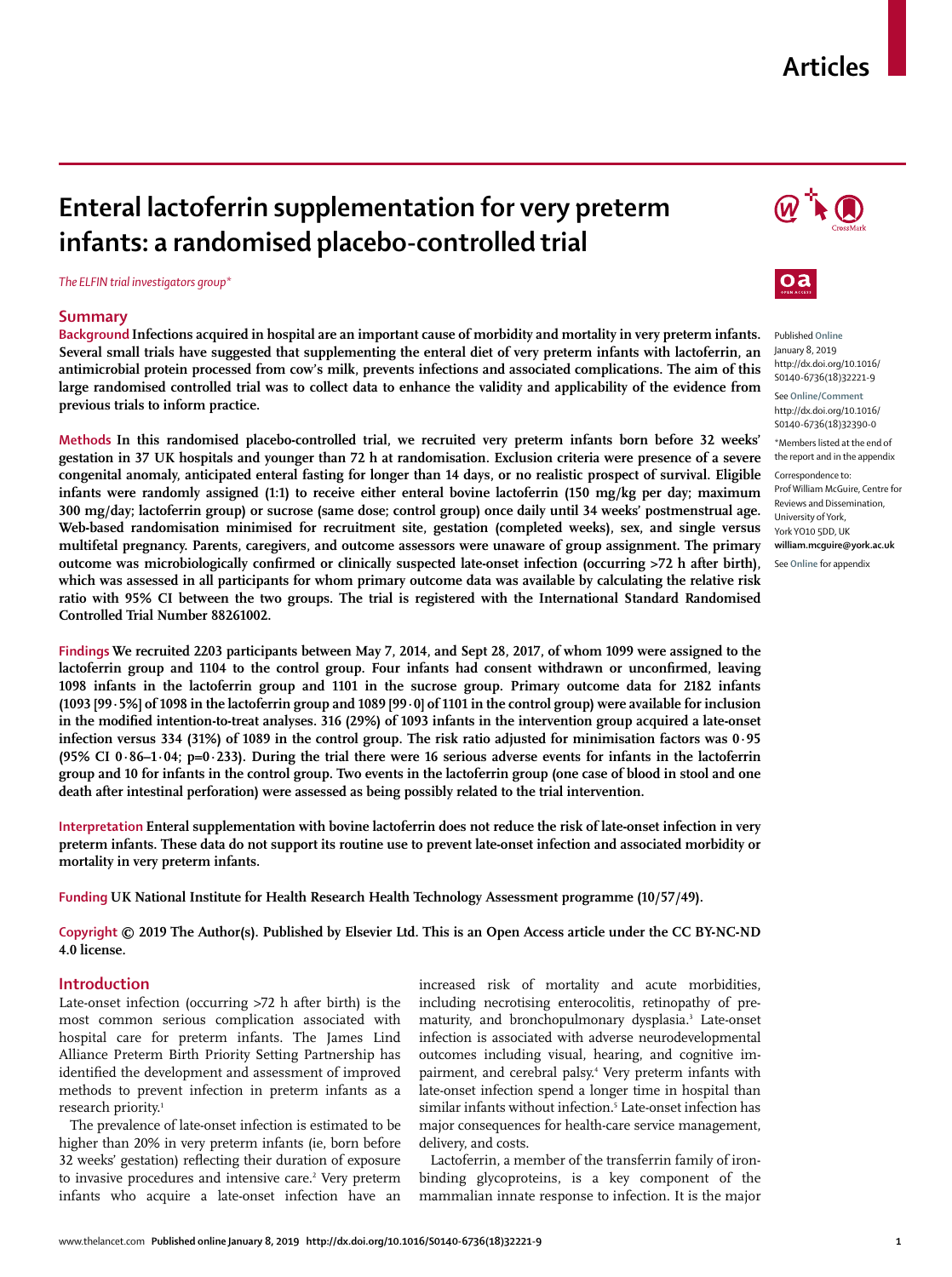# Enteral lactoferrin supplementation for very preterm infants: a randomised placebo-controlled trial

*The ELFIN trial investigators group\**

## Summary

**Background** Infections acquired in hospital are an important cause of morbidity and mortality in very preterm infants. Several small trials have suggested that supplementing the enteral diet of very preterm infants with lactoferrin, an antimicrobial protein processed from cow's milk, prevents infections and associated complications. The aim of this large randomised controlled trial was to collect data to enhance the validity and applicability of the evidence from previous trials to inform practice.

**Methods** In this randomised placebo-controlled trial, we recruited very preterm infants born before 32 weeks' gestation in 37 UK hospitals and younger than 72 h at randomisation. Exclusion criteria were presence of a severe congenital anomaly, anticipated enteral fasting for longer than 14 days, or no realistic prospect of survival. Eligible infants were randomly assigned (1:1) to receive either enteral bovine lactoferrin (150 mg/kg per day; maximum 300 mg/day; lactoferrin group) or sucrose (same dose; control group) once daily until 34 weeks' postmenstrual age. Web-based randomisation minimised for recruitment site, gestation (completed weeks), sex, and single versus multifetal pregnancy. Parents, caregivers, and outcome assessors were unaware of group assignment. The primary outcome was microbiologically confirmed or clinically suspected late-onset infection (occurring >72 h after birth), which was assessed in all participants for whom primary outcome data was available by calculating the relative risk ratio with 95% CI between the two groups. The trial is registered with the International Standard Randomised Controlled Trial Number 88261002.

**Findings** We recruited 2203 participants between May 7, 2014, and Sept 28, 2017, of whom 1099 were assigned to the lactoferrin group and 1104 to the control group. Four infants had consent withdrawn or unconfirmed, leaving 1098 infants in the lactoferrin group and 1101 in the sucrose group. Primary outcome data for 2182 infants (1093 [99·5%] of 1098 in the lactoferrin group and 1089 [99·0] of 1101 in the control group) were available for inclusion in the modified intention-to-treat analyses. 316 (29%) of 1093 infants in the intervention group acquired a late-onset infection versus 334 (31%) of 1089 in the control group. The risk ratio adjusted for minimisation factors was 0·95 (95% CI 0·86–1·04; p=0·233). During the trial there were 16 serious adverse events for infants in the lactoferrin group and 10 for infants in the control group. Two events in the lactoferrin group (one case of blood in stool and one death after intestinal perforation) were assessed as being possibly related to the trial intervention.

**Interpretation** Enteral supplementation with bovine lactoferrin does not reduce the risk of late-onset infection in very preterm infants. These data do not support its routine use to prevent late-onset infection and associated morbidity or mortality in very preterm infants.

**Funding** UK National Institute for Health Research Health Technology Assessment programme (10/57/49).

**Copyright** © 2019 The Author(s). Published by Elsevier Ltd. This is an Open Access article under the CC BY-NC-ND 4.0 license.

Published Online January 8, 2019 http://dx.doi.org/10.1016/S0140-6736(18)32221-9

See Online/Comment http://dx.doi.org/10.1016/S0140-6736(18)32390-0

\*Members listed at the end of the report and in the appendix

Correspondence to: Prof William McGuire, Centre for Reviews and Dissemination, University of York, York YO10 5DD, UK **william.mcguire@york.ac.uk**

See Online for appendix

## Introduction

Late-onset infection (occurring >72 h after birth) is the most common serious complication associated with hospital care for preterm infants. The James Lind Alliance Preterm Birth Priority Setting Partnership has identified the development and assessment of improved methods to prevent infection in preterm infants as a research priority.[1]

The prevalence of late-onset infection is estimated to be higher than 20% in very preterm infants (ie, born before 32 weeks' gestation) reflecting their duration of exposure to invasive procedures and intensive care.[2] Very preterm infants who acquire a late-onset infection have an increased risk of mortality and acute morbidities, including necrotising enterocolitis, retinopathy of prematurity, and bronchopulmonary dysplasia.[3] Late-onset infection is associated with adverse neurodevelopmental outcomes including visual, hearing, and cognitive impairment, and cerebral palsy.[4] Very preterm infants with late-onset infection spend a longer time in hospital than similar infants without infection.[5] Late-onset infection has major consequences for health-care service management, delivery, and costs.

Lactoferrin, a member of the transferrin family of iron-binding glycoproteins, is a key component of the mammalian innate response to infection. It is the major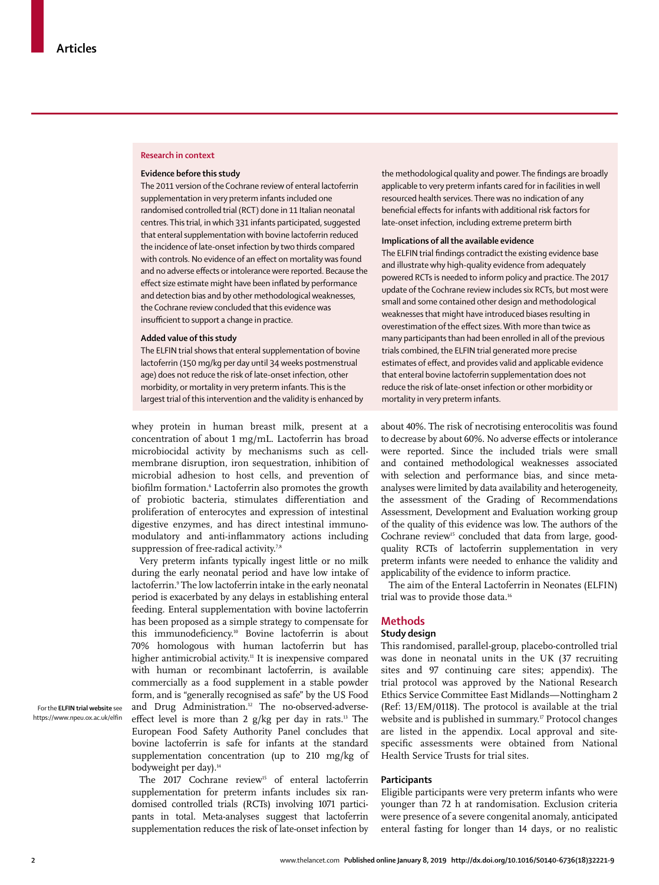## Research in context

### Evidence before this study

The 2011 version of the Cochrane review of enteral lactoferrin supplementation in very preterm infants included one randomised controlled trial (RCT) done in 11 Italian neonatal centres. This trial, in which 331 infants participated, suggested that enteral supplementation with bovine lactoferrin reduced the incidence of late-onset infection by two thirds compared with controls. No evidence of an effect on mortality was found and no adverse effects or intolerance were reported. Because the effect size estimate might have been inflated by performance and detection bias and by other methodological weaknesses, the Cochrane review concluded that this evidence was insufficient to support a change in practice.

### Added value of this study

The ELFIN trial shows that enteral supplementation of bovine lactoferrin (150 mg/kg per day until 34 weeks postmenstrual age) does not reduce the risk of late-onset infection, other morbidity, or mortality in very preterm infants. This is the largest trial of this intervention and the validity is enhanced by the methodological quality and power. The findings are broadly applicable to very preterm infants cared for in facilities in well resourced health services. There was no indication of any beneficial effects for infants with additional risk factors for late-onset infection, including extreme preterm birth

### Implications of all the available evidence

The ELFIN trial findings contradict the existing evidence base and illustrate why high-quality evidence from adequately powered RCTs is needed to inform policy and practice. The 2017 update of the Cochrane review includes six RCTs, but most were small and some contained other design and methodological weaknesses that might have introduced biases resulting in overestimation of the effect sizes. With more than twice as many participants than had been enrolled in all of the previous trials combined, the ELFIN trial generated more precise estimates of effect, and provides valid and applicable evidence that enteral bovine lactoferrin supplementation does not reduce the risk of late-onset infection or other morbidity or mortality in very preterm infants.

whey protein in human breast milk, present at a concentration of about 1 mg/mL. Lactoferrin has broad microbiocidal activity by mechanisms such as cell-membrane disruption, iron sequestration, inhibition of microbial adhesion to host cells, and prevention of biofilm formation.[6] Lactoferrin also promotes the growth of probiotic bacteria, stimulates differentiation and proliferation of enterocytes and expression of intestinal digestive enzymes, and has direct intestinal immunomodulatory and anti-inflammatory actions including suppression of free-radical activity.[7,8]

Very preterm infants typically ingest little or no milk during the early neonatal period and have low intake of lactoferrin.[9] The low lactoferrin intake in the early neonatal period is exacerbated by any delays in establishing enteral feeding. Enteral supplementation with bovine lactoferrin has been proposed as a simple strategy to compensate for this immunodeficiency.[10] Bovine lactoferrin is about 70% homologous with human lactoferrin but has higher antimicrobial activity.[11] It is inexpensive compared with human or recombinant lactoferrin, is available commercially as a food supplement in a stable powder form, and is "generally recognised as safe" by the US Food and Drug Administration.[12] The no-observed-adverse-effect level is more than 2 g/kg per day in rats.[13] The European Food Safety Authority Panel concludes that bovine lactoferrin is safe for infants at the standard supplementation concentration (up to 210 mg/kg of bodyweight per day).[14]

For the **ELFIN trial website** see https://www.npeu.ox.ac.uk/elfin

The 2017 Cochrane review[15] of enteral lactoferrin supplementation for preterm infants includes six randomised controlled trials (RCTs) involving 1071 participants in total. Meta-analyses suggest that lactoferrin supplementation reduces the risk of late-onset infection by about 40%. The risk of necrotising enterocolitis was found to decrease by about 60%. No adverse effects or intolerance were reported. Since the included trials were small and contained methodological weaknesses associated with selection and performance bias, and since meta-analyses were limited by data availability and heterogeneity, the assessment of the Grading of Recommendations Assessment, Development and Evaluation working group of the quality of this evidence was low. The authors of the Cochrane review[15] concluded that data from large, good-quality RCTs of lactoferrin supplementation in very preterm infants were needed to enhance the validity and applicability of the evidence to inform practice.

The aim of the Enteral Lactoferrin in Neonates (ELFIN) trial was to provide those data.[16]

## Methods

### Study design

This randomised, parallel-group, placebo-controlled trial was done in neonatal units in the UK (37 recruiting sites and 97 continuing care sites; appendix). The trial protocol was approved by the National Research Ethics Service Committee East Midlands—Nottingham 2 (Ref: 13/EM/0118). The protocol is available at the trial website and is published in summary.[17] Protocol changes are listed in the appendix. Local approval and site-specific assessments were obtained from National Health Service Trusts for trial sites.

### Participants

Eligible participants were very preterm infants who were younger than 72 h at randomisation. Exclusion criteria were presence of a severe congenital anomaly, anticipated enteral fasting for longer than 14 days, or no realistic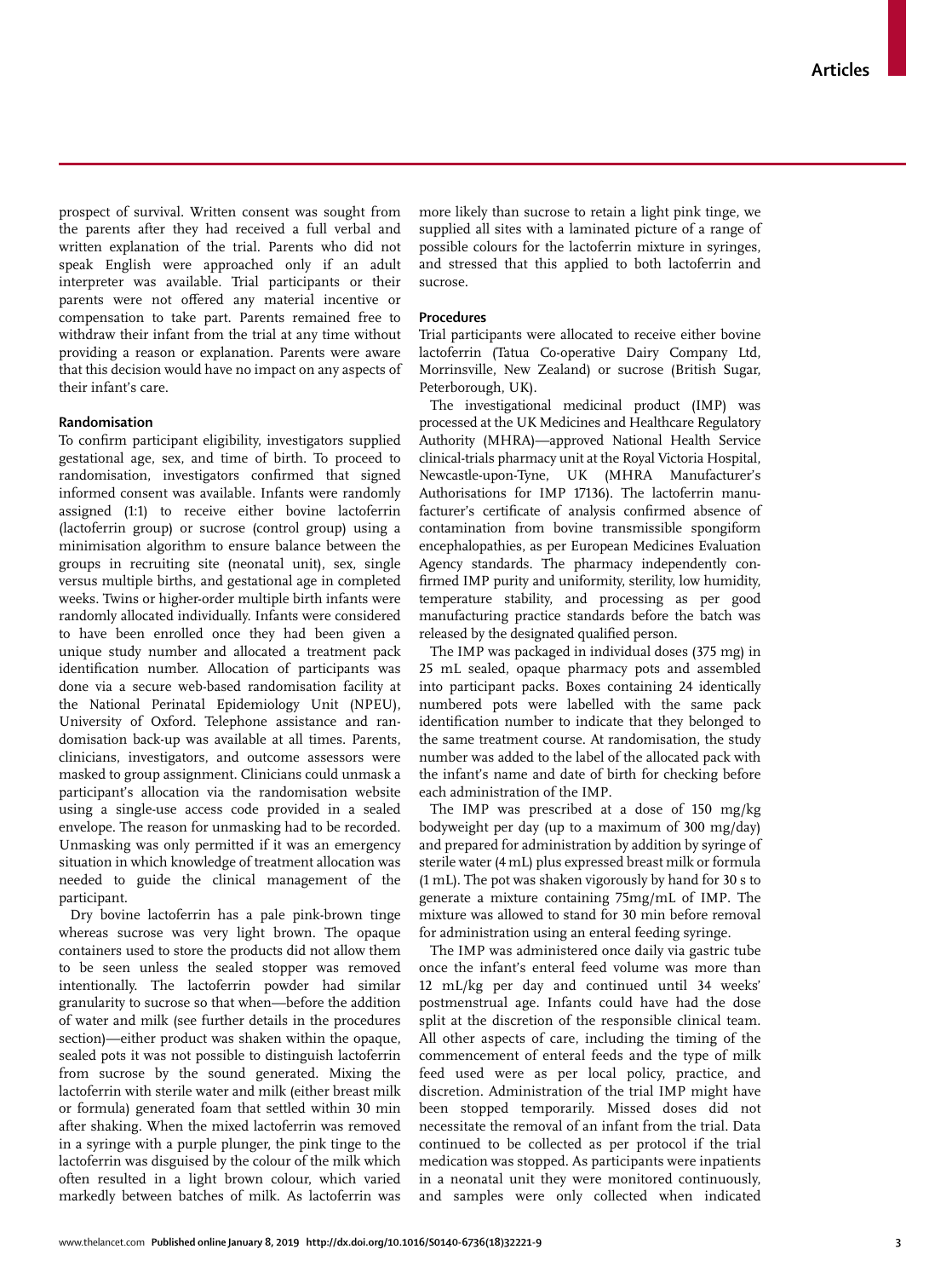prospect of survival. Written consent was sought from the parents after they had received a full verbal and written explanation of the trial. Parents who did not speak English were approached only if an adult interpreter was available. Trial participants or their parents were not offered any material incentive or compensation to take part. Parents remained free to withdraw their infant from the trial at any time without providing a reason or explanation. Parents were aware that this decision would have no impact on any aspects of their infant's care.

### Randomisation

To confirm participant eligibility, investigators supplied gestational age, sex, and time of birth. To proceed to randomisation, investigators confirmed that signed informed consent was available. Infants were randomly assigned (1:1) to receive either bovine lactoferrin (lactoferrin group) or sucrose (control group) using a minimisation algorithm to ensure balance between the groups in recruiting site (neonatal unit), sex, single versus multiple births, and gestational age in completed weeks. Twins or higher-order multiple birth infants were randomly allocated individually. Infants were considered to have been enrolled once they had been given a unique study number and allocated a treatment pack identification number. Allocation of participants was done via a secure web-based randomisation facility at the National Perinatal Epidemiology Unit (NPEU), University of Oxford. Telephone assistance and randomisation back-up was available at all times. Parents, clinicians, investigators, and outcome assessors were masked to group assignment. Clinicians could unmask a participant's allocation via the randomisation website using a single-use access code provided in a sealed envelope. The reason for unmasking had to be recorded. Unmasking was only permitted if it was an emergency situation in which knowledge of treatment allocation was needed to guide the clinical management of the participant.

Dry bovine lactoferrin has a pale pink-brown tinge whereas sucrose was very light brown. The opaque containers used to store the products did not allow them to be seen unless the sealed stopper was removed intentionally. The lactoferrin powder had similar granularity to sucrose so that when—before the addition of water and milk (see further details in the procedures section)—either product was shaken within the opaque, sealed pots it was not possible to distinguish lactoferrin from sucrose by the sound generated. Mixing the lactoferrin with sterile water and milk (either breast milk or formula) generated foam that settled within 30 min after shaking. When the mixed lactoferrin was removed in a syringe with a purple plunger, the pink tinge to the lactoferrin was disguised by the colour of the milk which often resulted in a light brown colour, which varied markedly between batches of milk. As lactoferrin was more likely than sucrose to retain a light pink tinge, we supplied all sites with a laminated picture of a range of possible colours for the lactoferrin mixture in syringes, and stressed that this applied to both lactoferrin and sucrose.

### Procedures

Trial participants were allocated to receive either bovine lactoferrin (Tatua Co-operative Dairy Company Ltd, Morrinsville, New Zealand) or sucrose (British Sugar, Peterborough, UK).

The investigational medicinal product (IMP) was processed at the UK Medicines and Healthcare Regulatory Authority (MHRA)—approved National Health Service clinical-trials pharmacy unit at the Royal Victoria Hospital, Newcastle-upon-Tyne, UK (MHRA Manufacturer's Authorisations for IMP 17136). The lactoferrin manufacturer's certificate of analysis confirmed absence of contamination from bovine transmissible spongiform encephalopathies, as per European Medicines Evaluation Agency standards. The pharmacy independently confirmed IMP purity and uniformity, sterility, low humidity, temperature stability, and processing as per good manufacturing practice standards before the batch was released by the designated qualified person.

The IMP was packaged in individual doses (375 mg) in 25 mL sealed, opaque pharmacy pots and assembled into participant packs. Boxes containing 24 identically numbered pots were labelled with the same pack identification number to indicate that they belonged to the same treatment course. At randomisation, the study number was added to the label of the allocated pack with the infant's name and date of birth for checking before each administration of the IMP.

The IMP was prescribed at a dose of 150 mg/kg bodyweight per day (up to a maximum of 300 mg/day) and prepared for administration by addition by syringe of sterile water (4 mL) plus expressed breast milk or formula (1 mL). The pot was shaken vigorously by hand for 30 s to generate a mixture containing 75mg/mL of IMP. The mixture was allowed to stand for 30 min before removal for administration using an enteral feeding syringe.

The IMP was administered once daily via gastric tube once the infant's enteral feed volume was more than 12 mL/kg per day and continued until 34 weeks' postmenstrual age. Infants could have had the dose split at the discretion of the responsible clinical team. All other aspects of care, including the timing of the commencement of enteral feeds and the type of milk feed used were as per local policy, practice, and discretion. Administration of the trial IMP might have been stopped temporarily. Missed doses did not necessitate the removal of an infant from the trial. Data continued to be collected as per protocol if the trial medication was stopped. As participants were inpatients in a neonatal unit they were monitored continuously, and samples were only collected when indicated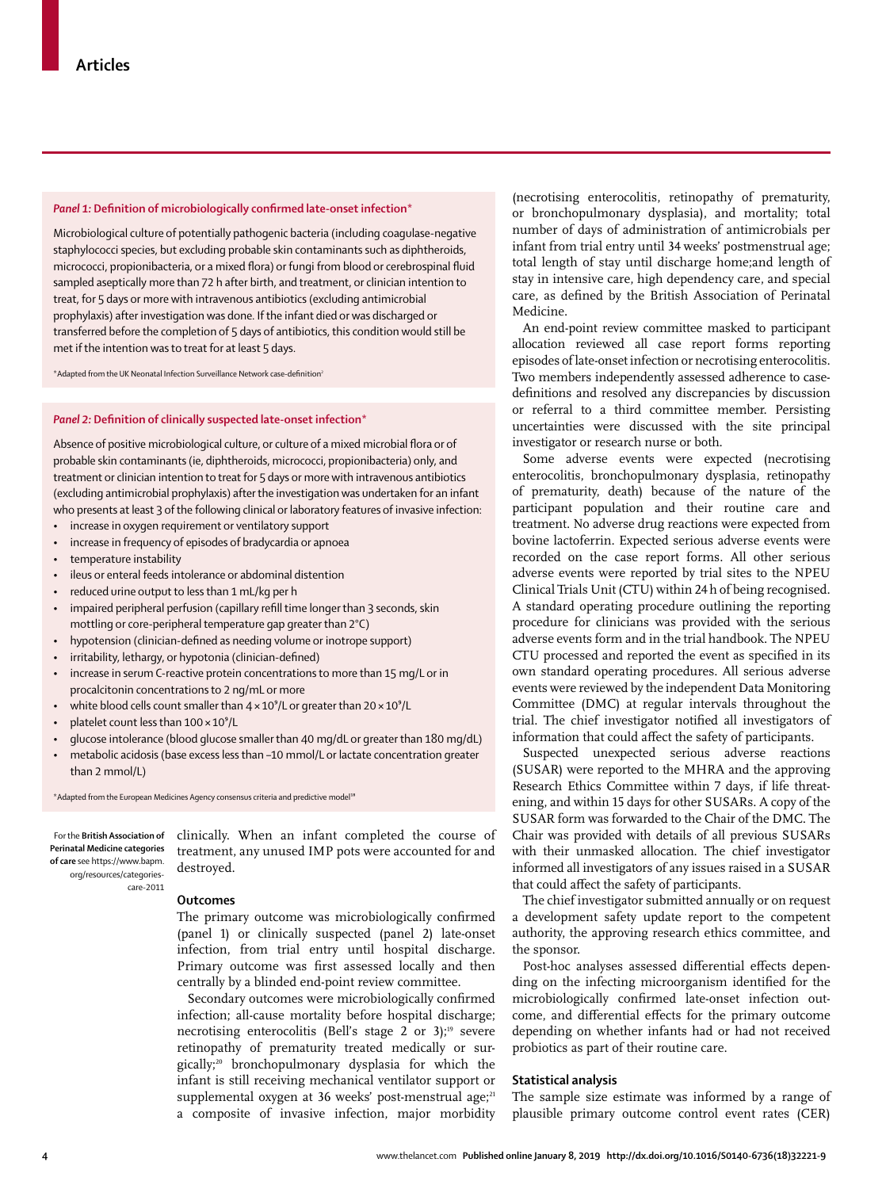### *Panel 1:* Definition of microbiologically confirmed late-onset infection*

Microbiological culture of potentially pathogenic bacteria (including coagulase-negative staphylococci species, but excluding probable skin contaminants such as diphtheroids, micrococci, propionibacteria, or a mixed flora) or fungi from blood or cerebrospinal fluid sampled aseptically more than 72 h after birth, and treatment, or clinician intention to treat, for 5 days or more with intravenous antibiotics (excluding antimicrobial prophylaxis) after investigation was done. If the infant died or was discharged or transferred before the completion of 5 days of antibiotics, this condition would still be met if the intention was to treat for at least 5 days.

*Adapted from the UK Neonatal Infection Surveillance Network case-definition[2]

### *Panel 2:* Definition of clinically suspected late-onset infection*

Absence of positive microbiological culture, or culture of a mixed microbial flora or of probable skin contaminants (ie, diphtheroids, micrococci, propionibacteria) only, and treatment or clinician intention to treat for 5 days or more with intravenous antibiotics (excluding antimicrobial prophylaxis) after the investigation was undertaken for an infant who presents at least 3 of the following clinical or laboratory features of invasive infection:

- increase in oxygen requirement or ventilatory support
- increase in frequency of episodes of bradycardia or apnoea
- temperature instability
- ileus or enteral feeds intolerance or abdominal distention
- reduced urine output to less than 1 mL/kg per h
- impaired peripheral perfusion (capillary refill time longer than 3 seconds, skin mottling or core-peripheral temperature gap greater than 2°C)
- hypotension (clinician-defined as needing volume or inotrope support)
- irritability, lethargy, or hypotonia (clinician-defined)
- increase in serum C-reactive protein concentrations to more than 15 mg/L or in procalcitonin concentrations to 2 ng/mL or more
- white blood cells count smaller than $4 \times 10^9$/L or greater than $20 \times 10^9$/L
- platelet count less than $100 \times 10^9$/L
- glucose intolerance (blood glucose smaller than 40 mg/dL or greater than 180 mg/dL)
- metabolic acidosis (base excess less than –10 mmol/L or lactate concentration greater than 2 mmol/L)

*Adapted from the European Medicines Agency consensus criteria and predictive model[18]

For the **British Association of Perinatal Medicine categories of care** see https://www.bapm.org/resources/categories-care-2011

clinically. When an infant completed the course of treatment, any unused IMP pots were accounted for and destroyed.

## Outcomes

The primary outcome was microbiologically confirmed (panel 1) or clinically suspected (panel 2) late-onset infection, from trial entry until hospital discharge. Primary outcome was first assessed locally and then centrally by a blinded end-point review committee.

Secondary outcomes were microbiologically confirmed infection; all-cause mortality before hospital discharge; necrotising enterocolitis (Bell's stage 2 or 3);[19] severe retinopathy of prematurity treated medically or surgically;[20] bronchopulmonary dysplasia for which the infant is still receiving mechanical ventilator support or supplemental oxygen at 36 weeks' post-menstrual age;[21] a composite of invasive infection, major morbidity (necrotising enterocolitis, retinopathy of prematurity, or bronchopulmonary dysplasia), and mortality; total number of days of administration of antimicrobials per infant from trial entry until 34 weeks' postmenstrual age; total length of stay until discharge home;and length of stay in intensive care, high dependency care, and special care, as defined by the British Association of Perinatal Medicine.

An end-point review committee masked to participant allocation reviewed all case report forms reporting episodes of late-onset infection or necrotising enterocolitis. Two members independently assessed adherence to case-definitions and resolved any discrepancies by discussion or referral to a third committee member. Persisting uncertainties were discussed with the site principal investigator or research nurse or both.

Some adverse events were expected (necrotising enterocolitis, bronchopulmonary dysplasia, retinopathy of prematurity, death) because of the nature of the participant population and their routine care and treatment. No adverse drug reactions were expected from bovine lactoferrin. Expected serious adverse events were recorded on the case report forms. All other serious adverse events were reported by trial sites to the NPEU Clinical Trials Unit (CTU) within 24 h of being recognised. A standard operating procedure outlining the reporting procedure for clinicians was provided with the serious adverse events form and in the trial handbook. The NPEU CTU processed and reported the event as specified in its own standard operating procedures. All serious adverse events were reviewed by the independent Data Monitoring Committee (DMC) at regular intervals throughout the trial. The chief investigator notified all investigators of information that could affect the safety of participants.

Suspected unexpected serious adverse reactions (SUSAR) were reported to the MHRA and the approving Research Ethics Committee within 7 days, if life threatening, and within 15 days for other SUSARs. A copy of the SUSAR form was forwarded to the Chair of the DMC. The Chair was provided with details of all previous SUSARs with their unmasked allocation. The chief investigator informed all investigators of any issues raised in a SUSAR that could affect the safety of participants.

The chief investigator submitted annually or on request a development safety update report to the competent authority, the approving research ethics committee, and the sponsor.

Post-hoc analyses assessed differential effects depending on the infecting microorganism identified for the microbiologically confirmed late-onset infection outcome, and differential effects for the primary outcome depending on whether infants had or had not received probiotics as part of their routine care.

## Statistical analysis

The sample size estimate was informed by a range of plausible primary outcome control event rates (CER)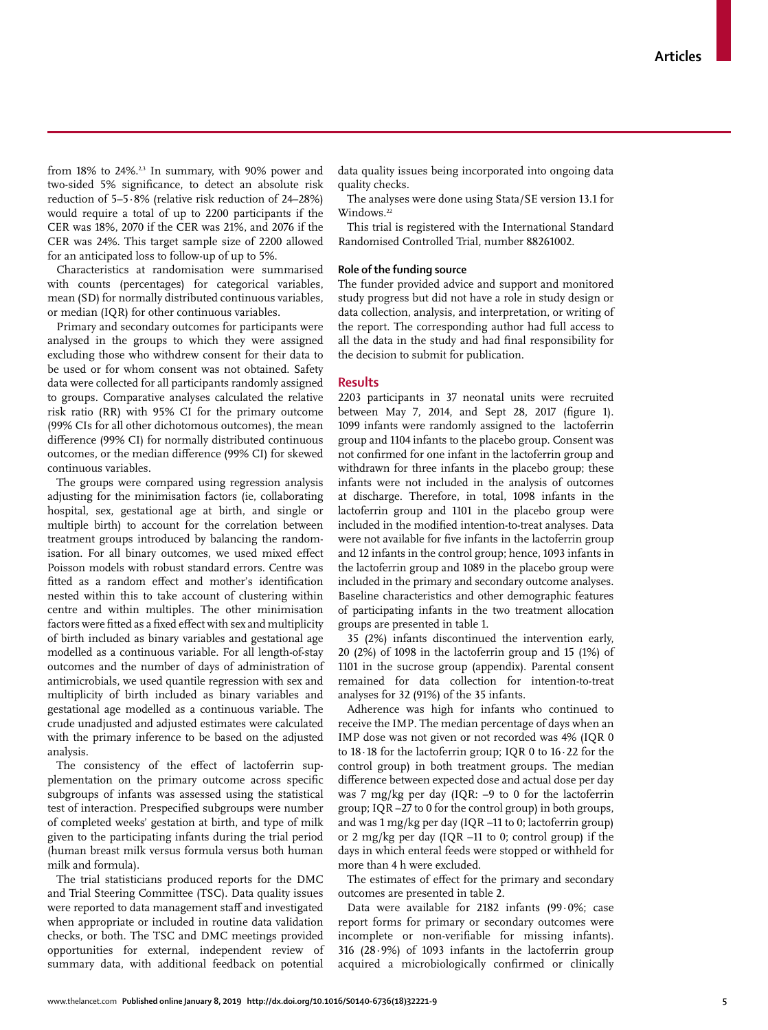from 18% to 24%.[2,3] In summary, with 90% power and two-sided 5% significance, to detect an absolute risk reduction of 5–5·8% (relative risk reduction of 24–28%) would require a total of up to 2200 participants if the CER was 18%, 2070 if the CER was 21%, and 2076 if the CER was 24%. This target sample size of 2200 allowed for an anticipated loss to follow-up of up to 5%.

Characteristics at randomisation were summarised with counts (percentages) for categorical variables, mean (SD) for normally distributed continuous variables, or median (IQR) for other continuous variables.

Primary and secondary outcomes for participants were analysed in the groups to which they were assigned excluding those who withdrew consent for their data to be used or for whom consent was not obtained. Safety data were collected for all participants randomly assigned to groups. Comparative analyses calculated the relative risk ratio (RR) with 95% CI for the primary outcome (99% CIs for all other dichotomous outcomes), the mean difference (99% CI) for normally distributed continuous outcomes, or the median difference (99% CI) for skewed continuous variables.

The groups were compared using regression analysis adjusting for the minimisation factors (ie, collaborating hospital, sex, gestational age at birth, and single or multiple birth) to account for the correlation between treatment groups introduced by balancing the randomisation. For all binary outcomes, we used mixed effect Poisson models with robust standard errors. Centre was fitted as a random effect and mother's identification nested within this to take account of clustering within centre and within multiples. The other minimisation factors were fitted as a fixed effect with sex and multiplicity of birth included as binary variables and gestational age modelled as a continuous variable. For all length-of-stay outcomes and the number of days of administration of antimicrobials, we used quantile regression with sex and multiplicity of birth included as binary variables and gestational age modelled as a continuous variable. The crude unadjusted and adjusted estimates were calculated with the primary inference to be based on the adjusted analysis.

The consistency of the effect of lactoferrin supplementation on the primary outcome across specific subgroups of infants was assessed using the statistical test of interaction. Prespecified subgroups were number of completed weeks' gestation at birth, and type of milk given to the participating infants during the trial period (human breast milk versus formula versus both human milk and formula).

The trial statisticians produced reports for the DMC and Trial Steering Committee (TSC). Data quality issues were reported to data management staff and investigated when appropriate or included in routine data validation checks, or both. The TSC and DMC meetings provided opportunities for external, independent review of summary data, with additional feedback on potential data quality issues being incorporated into ongoing data quality checks.

The analyses were done using Stata/SE version 13.1 for Windows.[22]

This trial is registered with the International Standard Randomised Controlled Trial, number 88261002.

### Role of the funding source

The funder provided advice and support and monitored study progress but did not have a role in study design or data collection, analysis, and interpretation, or writing of the report. The corresponding author had full access to all the data in the study and had final responsibility for the decision to submit for publication.

## Results

2203 participants in 37 neonatal units were recruited between May 7, 2014, and Sept 28, 2017 (figure 1). 1099 infants were randomly assigned to the lactoferrin group and 1104 infants to the placebo group. Consent was not confirmed for one infant in the lactoferrin group and withdrawn for three infants in the placebo group; these infants were not included in the analysis of outcomes at discharge. Therefore, in total, 1098 infants in the lactoferrin group and 1101 in the placebo group were included in the modified intention-to-treat analyses. Data were not available for five infants in the lactoferrin group and 12 infants in the control group; hence, 1093 infants in the lactoferrin group and 1089 in the placebo group were included in the primary and secondary outcome analyses. Baseline characteristics and other demographic features of participating infants in the two treatment allocation groups are presented in table 1.

35 (2%) infants discontinued the intervention early, 20 (2%) of 1098 in the lactoferrin group and 15 (1%) of 1101 in the sucrose group (appendix). Parental consent remained for data collection for intention-to-treat analyses for 32 (91%) of the 35 infants.

Adherence was high for infants who continued to receive the IMP. The median percentage of days when an IMP dose was not given or not recorded was 4% (IQR 0 to 18·18 for the lactoferrin group; IQR 0 to 16·22 for the control group) in both treatment groups. The median difference between expected dose and actual dose per day was 7 mg/kg per day (IQR: –9 to 0 for the lactoferrin group; IQR –27 to 0 for the control group) in both groups, and was 1 mg/kg per day (IQR –11 to 0; lactoferrin group) or 2 mg/kg per day (IQR –11 to 0; control group) if the days in which enteral feeds were stopped or withheld for more than 4 h were excluded.

The estimates of effect for the primary and secondary outcomes are presented in table 2.

Data were available for 2182 infants (99·0%; case report forms for primary or secondary outcomes were incomplete or non-verifiable for missing infants). 316 (28·9%) of 1093 infants in the lactoferrin group acquired a microbiologically confirmed or clinically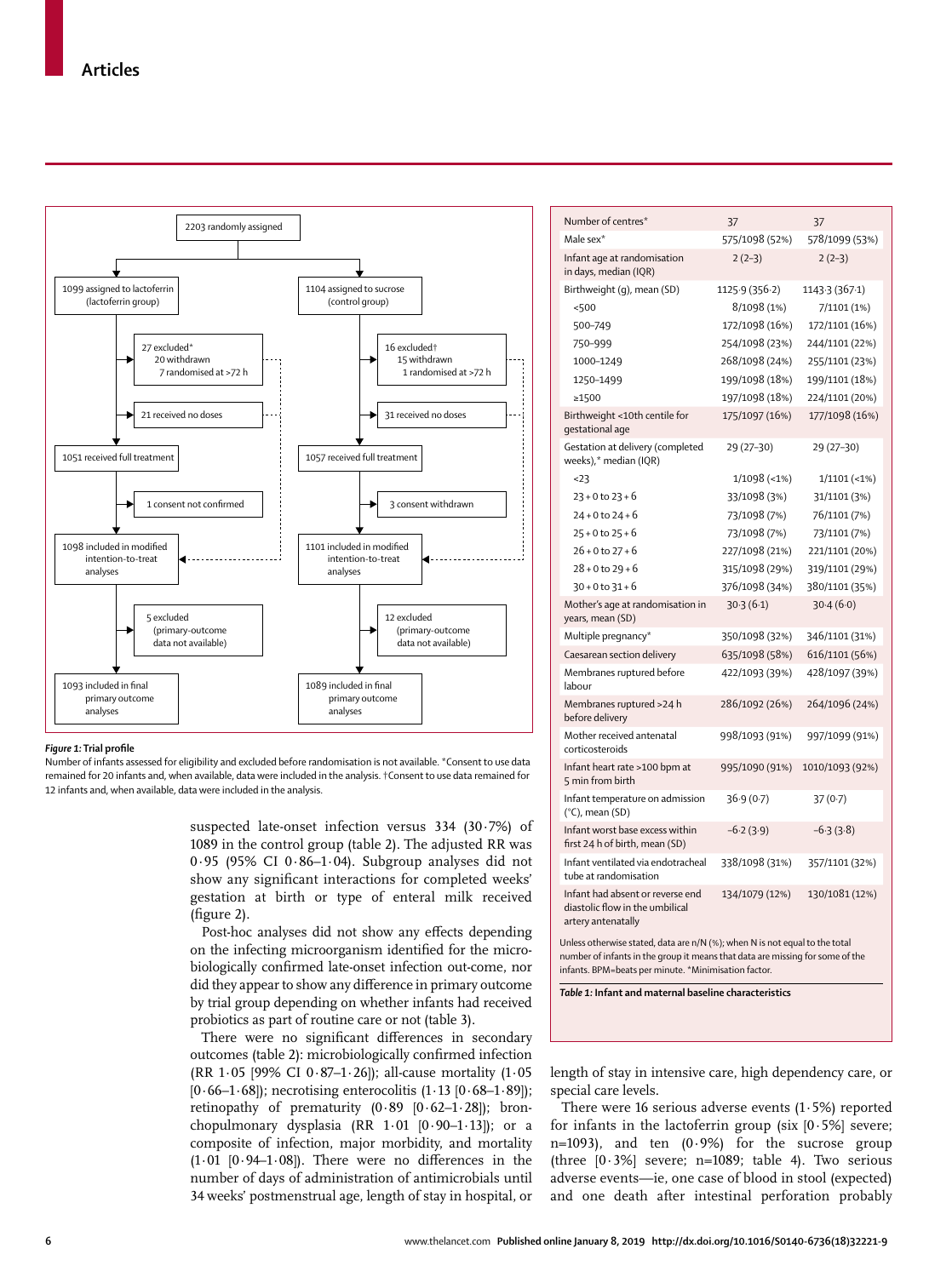## Figure 1: Trial profile

2203 randomly assigned

- 1099 assigned to lactoferrin (lactoferrin group)
  - 27 excluded*: 20 withdrawn; 7 randomised at >72 h
  - 21 received no doses
  - 1051 received full treatment
  - 1 consent not confirmed
  - 1098 included in modified intention-to-treat analyses
  - 5 excluded (primary-outcome data not available)
  - 1093 included in final primary outcome analyses
- 1104 assigned to sucrose (control group)
  - 16 excluded†: 15 withdrawn; 1 randomised at >72 h
  - 31 received no doses
  - 1057 received full treatment
  - 3 consent withdrawn
  - 1101 included in modified intention-to-treat analyses
  - 12 excluded (primary-outcome data not available)
  - 1089 included in final primary outcome analyses

***Figure 1:*** **Trial profile**

Number of infants assessed for eligibility and excluded before randomisation is not available. *Consent to use data remained for 20 infants and, when available, data were included in the analysis. †Consent to use data remained for 12 infants and, when available, data were included in the analysis.

| | | |
|---|---|---|
| Number of centres* | 37 | 37 |
| Male sex* | 575/1098 (52%) | 578/1099 (53%) |
| Infant age at randomisation in days, median (IQR) | 2 (2–3) | 2 (2–3) |
| Birthweight (g), mean (SD) | 1125·9 (356·2) | 1143·3 (367·1) |
| <500 | 8/1098 (1%) | 7/1101 (1%) |
| 500–749 | 172/1098 (16%) | 172/1101 (16%) |
| 750–999 | 254/1098 (23%) | 244/1101 (22%) |
| 1000–1249 | 268/1098 (24%) | 255/1101 (23%) |
| 1250–1499 | 199/1098 (18%) | 199/1101 (18%) |
| ≥1500 | 197/1098 (18%) | 224/1101 (20%) |
| Birthweight <10th centile for gestational age | 175/1097 (16%) | 177/1098 (16%) |
| Gestation at delivery (completed weeks),* median (IQR) | 29 (27–30) | 29 (27–30) |
| <23 | 1/1098 (<1%) | 1/1101 (<1%) |
| 23 + 0 to 23 + 6 | 33/1098 (3%) | 31/1101 (3%) |
| 24 + 0 to 24 + 6 | 73/1098 (7%) | 76/1101 (7%) |
| 25 + 0 to 25 + 6 | 73/1098 (7%) | 73/1101 (7%) |
| 26 + 0 to 27 + 6 | 227/1098 (21%) | 221/1101 (20%) |
| 28 + 0 to 29 + 6 | 315/1098 (29%) | 319/1101 (29%) |
| 30 + 0 to 31 + 6 | 376/1098 (34%) | 380/1101 (35%) |
| Mother's age at randomisation in years, mean (SD) | 30·3 (6·1) | 30·4 (6·0) |
| Multiple pregnancy* | 350/1098 (32%) | 346/1101 (31%) |
| Caesarean section delivery | 635/1098 (58%) | 616/1101 (56%) |
| Membranes ruptured before labour | 422/1093 (39%) | 428/1097 (39%) |
| Membranes ruptured >24 h before delivery | 286/1092 (26%) | 264/1096 (24%) |
| Mother received antenatal corticosteroids | 998/1093 (91%) | 997/1099 (91%) |
| Infant heart rate >100 bpm at 5 min from birth | 995/1090 (91%) | 1010/1093 (92%) |
| Infant temperature on admission (°C), mean (SD) | 36·9 (0·7) | 37 (0·7) |
| Infant worst base excess within first 24 h of birth, mean (SD) | −6·2 (3·9) | −6·3 (3·8) |
| Infant ventilated via endotracheal tube at randomisation | 338/1098 (31%) | 357/1101 (32%) |
| Infant had absent or reverse end diastolic flow in the umbilical artery antenatally | 134/1079 (12%) | 130/1081 (12%) |

Unless otherwise stated, data are n/N (%); when N is not equal to the total number of infants in the group it means that data are missing for some of the infants. BPM=beats per minute. *Minimisation factor.

***Table 1:*** **Infant and maternal baseline characteristics**

suspected late-onset infection versus 334 (30·7%) of 1089 in the control group (table 2). The adjusted RR was 0·95 (95% CI 0·86–1·04). Subgroup analyses did not show any significant interactions for completed weeks' gestation at birth or type of enteral milk received (figure 2).

Post-hoc analyses did not show any effects depending on the infecting microorganism identified for the microbiologically confirmed late-onset infection out-come, nor did they appear to show any difference in primary outcome by trial group depending on whether infants had received probiotics as part of routine care or not (table 3).

There were no significant differences in secondary outcomes (table 2): microbiologically confirmed infection (RR 1·05 [99% CI 0·87–1·26]); all-cause mortality (1·05 [0·66–1·68]); necrotising enterocolitis (1·13 [0·68–1·89]); retinopathy of prematurity (0·89 [0·62–1·28]); bronchopulmonary dysplasia (RR 1·01 [0·90–1·13]); or a composite of infection, major morbidity, and mortality (1·01 [0·94–1·08]). There were no differences in the number of days of administration of antimicrobials until 34 weeks' postmenstrual age, length of stay in hospital, or length of stay in intensive care, high dependency care, or special care levels.

There were 16 serious adverse events (1·5%) reported for infants in the lactoferrin group (six [0·5%] severe; n=1093), and ten (0·9%) for the sucrose group (three [0·3%] severe; n=1089; table 4). Two serious adverse events—ie, one case of blood in stool (expected) and one death after intestinal perforation probably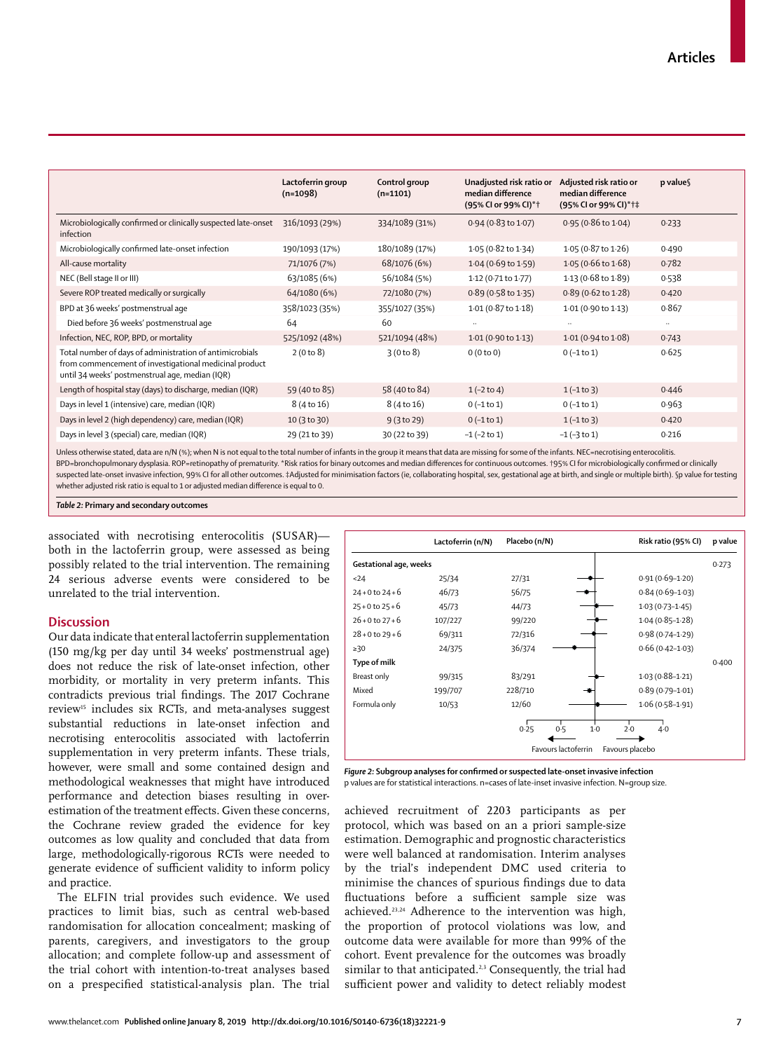| | Lactoferrin group (n=1098) | Control group (n=1101) | Unadjusted risk ratio or median difference (95% CI or 99% CI)*† | Adjusted risk ratio or median difference (95% CI or 99% CI)*†‡ | p value§ |
|---|---|---|---|---|---|
| Microbiologically confirmed or clinically suspected late-onset infection | 316/1093 (29%) | 334/1089 (31%) | 0·94 (0·83 to 1·07) | 0·95 (0·86 to 1·04) | 0·233 |
| Microbiologically confirmed late-onset infection | 190/1093 (17%) | 180/1089 (17%) | 1·05 (0·82 to 1·34) | 1·05 (0·87 to 1·26) | 0·490 |
| All-cause mortality | 71/1076 (7%) | 68/1076 (6%) | 1·04 (0·69 to 1·59) | 1·05 (0·66 to 1·68) | 0·782 |
| NEC (Bell stage II or III) | 63/1085 (6%) | 56/1084 (5%) | 1·12 (0·71 to 1·77) | 1·13 (0·68 to 1·89) | 0·538 |
| Severe ROP treated medically or surgically | 64/1080 (6%) | 72/1080 (7%) | 0·89 (0·58 to 1·35) | 0·89 (0·62 to 1·28) | 0·420 |
| BPD at 36 weeks' postmenstrual age | 358/1023 (35%) | 355/1027 (35%) | 1·01 (0·87 to 1·18) | 1·01 (0·90 to 1·13) | 0·867 |
| Died before 36 weeks' postmenstrual age | 64 | 60 | .. | .. | .. |
| Infection, NEC, ROP, BPD, or mortality | 525/1092 (48%) | 521/1094 (48%) | 1·01 (0·90 to 1·13) | 1·01 (0·94 to 1·08) | 0·743 |
| Total number of days of administration of antimicrobials from commencement of investigational medicinal product until 34 weeks' postmenstrual age, median (IQR) | 2 (0 to 8) | 3 (0 to 8) | 0 (0 to 0) | 0 (−1 to 1) | 0·625 |
| Length of hospital stay (days) to discharge, median (IQR) | 59 (40 to 85) | 58 (40 to 84) | 1 (−2 to 4) | 1 (−1 to 3) | 0·446 |
| Days in level 1 (intensive) care, median (IQR) | 8 (4 to 16) | 8 (4 to 16) | 0 (−1 to 1) | 0 (−1 to 1) | 0·963 |
| Days in level 2 (high dependency) care, median (IQR) | 10 (3 to 30) | 9 (3 to 29) | 0 (−1 to 1) | 1 (−1 to 3) | 0·420 |
| Days in level 3 (special) care, median (IQR) | 29 (21 to 39) | 30 (22 to 39) | −1 (−2 to 1) | −1 (−3 to 1) | 0·216 |

Unless otherwise stated, data are n/N (%); when N is not equal to the total number of infants in the group it means that data are missing for some of the infants. NEC=necrotising enterocolitis. BPD=bronchopulmonary dysplasia. ROP=retinopathy of prematurity. *Risk ratios for binary outcomes and median differences for continuous outcomes. †95% CI for microbiologically confirmed or clinically suspected late-onset invasive infection, 99% CI for all other outcomes. ‡Adjusted for minimisation factors (ie, collaborating hospital, sex, gestational age at birth, and single or multiple birth). §p value for testing whether adjusted risk ratio is equal to 1 or adjusted median difference is equal to 0.

*Table 2:* **Primary and secondary outcomes**

associated with necrotising enterocolitis (SUSAR)—both in the lactoferrin group, were assessed as being possibly related to the trial intervention. The remaining 24 serious adverse events were considered to be unrelated to the trial intervention.

## Discussion

Our data indicate that enteral lactoferrin supplementation (150 mg/kg per day until 34 weeks' postmenstrual age) does not reduce the risk of late-onset infection, other morbidity, or mortality in very preterm infants. This contradicts previous trial findings. The 2017 Cochrane review[15] includes six RCTs, and meta-analyses suggest substantial reductions in late-onset infection and necrotising enterocolitis associated with lactoferrin supplementation in very preterm infants. These trials, however, were small and some contained design and methodological weaknesses that might have introduced performance and detection biases resulting in over-estimation of the treatment effects. Given these concerns, the Cochrane review graded the evidence for key outcomes as low quality and concluded that data from large, methodologically-rigorous RCTs were needed to generate evidence of sufficient validity to inform policy and practice.

The ELFIN trial provides such evidence. We used practices to limit bias, such as central web-based randomisation for allocation concealment; masking of parents, caregivers, and investigators to the group allocation; and complete follow-up and assessment of the trial cohort with intention-to-treat analyses based on a prespecified statistical-analysis plan. The trial achieved recruitment of 2203 participants as per protocol, which was based on an a priori sample-size estimation. Demographic and prognostic characteristics were well balanced at randomisation. Interim analyses by the trial's independent DMC used criteria to minimise the chances of spurious findings due to data fluctuations before a sufficient sample size was achieved.[23,24] Adherence to the intervention was high, the proportion of protocol violations was low, and outcome data were available for more than 99% of the cohort. Event prevalence for the outcomes was broadly similar to that anticipated.[2,3] Consequently, the trial had sufficient power and validity to detect reliably modest

| | Lactoferrin (n/N) | Placebo (n/N) | Risk ratio (95% CI) | p value |
|---|---|---|---|---|
| **Gestational age, weeks** | | | | 0·273 |
| <24 | 25/34 | 27/31 | 0·91 (0·69–1·20) | |
| 24+0 to 24+6 | 46/73 | 56/75 | 0·84 (0·69–1·03) | |
| 25+0 to 25+6 | 45/73 | 44/73 | 1·03 (0·73–1·45) | |
| 26+0 to 27+6 | 107/227 | 99/220 | 1·04 (0·85–1·28) | |
| 28+0 to 29+6 | 69/311 | 72/316 | 0·98 (0·74–1·29) | |
| ≥30 | 24/375 | 36/374 | 0·66 (0·42–1·03) | |
| **Type of milk** | | | | 0·400 |
| Breast only | 99/315 | 83/291 | 1·03 (0·88–1·21) | |
| Mixed | 199/707 | 228/710 | 0·89 (0·79–1·01) | |
| Formula only | 10/53 | 12/60 | 1·06 (0·58–1·91) | |

*Figure 2:* **Subgroup analyses for confirmed or suspected late-onset invasive infection**
p values are for statistical interactions. n=cases of late-inset invasive infection. N=group size.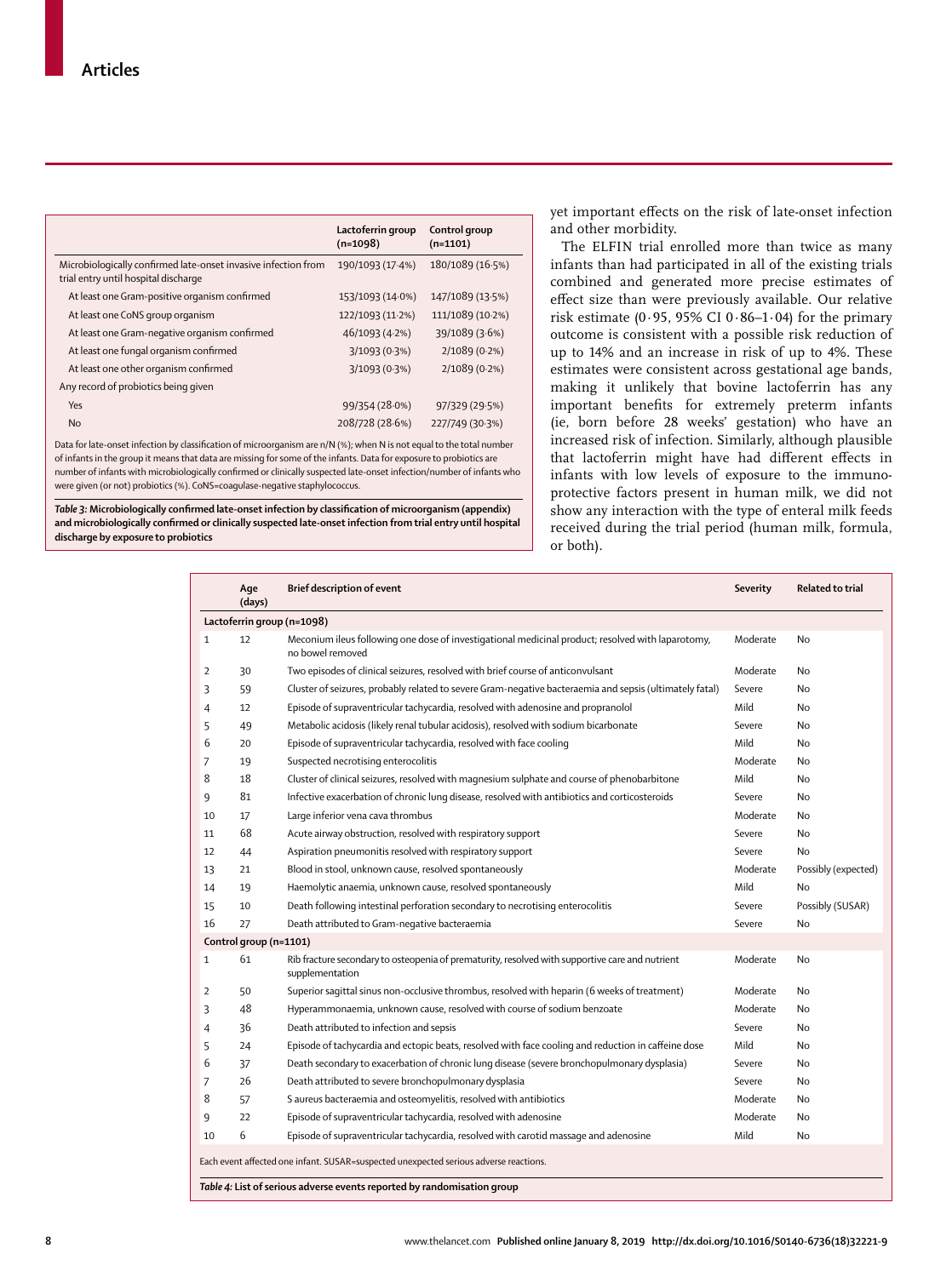|  | Lactoferrin group (n=1098) | Control group (n=1101) |
|---|---|---|
| Microbiologically confirmed late-onset invasive infection from trial entry until hospital discharge | 190/1093 (17·4%) | 180/1089 (16·5%) |
| At least one Gram-positive organism confirmed | 153/1093 (14·0%) | 147/1089 (13·5%) |
| At least one CoNS group organism | 122/1093 (11·2%) | 111/1089 (10·2%) |
| At least one Gram-negative organism confirmed | 46/1093 (4·2%) | 39/1089 (3·6%) |
| At least one fungal organism confirmed | 3/1093 (0·3%) | 2/1089 (0·2%) |
| At least one other organism confirmed | 3/1093 (0·3%) | 2/1089 (0·2%) |
| Any record of probiotics being given |  |  |
| Yes | 99/354 (28·0%) | 97/329 (29·5%) |
| No | 208/728 (28·6%) | 227/749 (30·3%) |

Data for late-onset infection by classification of microorganism are n/N (%); when N is not equal to the total number of infants in the group it means that data are missing for some of the infants. Data for exposure to probiotics are number of infants with microbiologically confirmed or clinically suspected late-onset infection/number of infants who were given (or not) probiotics (%). CoNS=coagulase-negative staphylococcus.

*Table 3:* **Microbiologically confirmed late-onset infection by classification of microorganism (appendix) and microbiologically confirmed or clinically suspected late-onset infection from trial entry until hospital discharge by exposure to probiotics**

yet important effects on the risk of late-onset infection and other morbidity.

The ELFIN trial enrolled more than twice as many infants than had participated in all of the existing trials combined and generated more precise estimates of effect size than were previously available. Our relative risk estimate (0·95, 95% CI 0·86–1·04) for the primary outcome is consistent with a possible risk reduction of up to 14% and an increase in risk of up to 4%. These estimates were consistent across gestational age bands, making it unlikely that bovine lactoferrin has any important benefits for extremely preterm infants (ie, born before 28 weeks' gestation) who have an increased risk of infection. Similarly, although plausible that lactoferrin might have had different effects in infants with low levels of exposure to the immunoprotective factors present in human milk, we did not show any interaction with the type of enteral milk feeds received during the trial period (human milk, formula, or both).

|  | Age (days) | Brief description of event | Severity | Related to trial |
|---|---|---|---|---|
| **Lactoferrin group (n=1098)** |  |  |  |  |
| 1 | 12 | Meconium ileus following one dose of investigational medicinal product; resolved with laparotomy, no bowel removed | Moderate | No |
| 2 | 30 | Two episodes of clinical seizures, resolved with brief course of anticonvulsant | Moderate | No |
| 3 | 59 | Cluster of seizures, probably related to severe Gram-negative bacteraemia and sepsis (ultimately fatal) | Severe | No |
| 4 | 12 | Episode of supraventricular tachycardia, resolved with adenosine and propranolol | Mild | No |
| 5 | 49 | Metabolic acidosis (likely renal tubular acidosis), resolved with sodium bicarbonate | Severe | No |
| 6 | 20 | Episode of supraventricular tachycardia, resolved with face cooling | Mild | No |
| 7 | 19 | Suspected necrotising enterocolitis | Moderate | No |
| 8 | 18 | Cluster of clinical seizures, resolved with magnesium sulphate and course of phenobarbitone | Mild | No |
| 9 | 81 | Infective exacerbation of chronic lung disease, resolved with antibiotics and corticosteroids | Severe | No |
| 10 | 17 | Large inferior vena cava thrombus | Moderate | No |
| 11 | 68 | Acute airway obstruction, resolved with respiratory support | Severe | No |
| 12 | 44 | Aspiration pneumonitis resolved with respiratory support | Severe | No |
| 13 | 21 | Blood in stool, unknown cause, resolved spontaneously | Moderate | Possibly (expected) |
| 14 | 19 | Haemolytic anaemia, unknown cause, resolved spontaneously | Mild | No |
| 15 | 10 | Death following intestinal perforation secondary to necrotising enterocolitis | Severe | Possibly (SUSAR) |
| 16 | 27 | Death attributed to Gram-negative bacteraemia | Severe | No |
| **Control group (n=1101)** |  |  |  |  |
| 1 | 61 | Rib fracture secondary to osteopenia of prematurity, resolved with supportive care and nutrient supplementation | Moderate | No |
| 2 | 50 | Superior sagittal sinus non-occlusive thrombus, resolved with heparin (6 weeks of treatment) | Moderate | No |
| 3 | 48 | Hyperammonaemia, unknown cause, resolved with course of sodium benzoate | Moderate | No |
| 4 | 36 | Death attributed to infection and sepsis | Severe | No |
| 5 | 24 | Episode of tachycardia and ectopic beats, resolved with face cooling and reduction in caffeine dose | Mild | No |
| 6 | 37 | Death secondary to exacerbation of chronic lung disease (severe bronchopulmonary dysplasia) | Severe | No |
| 7 | 26 | Death attributed to severe bronchopulmonary dysplasia | Severe | No |
| 8 | 57 | S aureus bacteraemia and osteomyelitis, resolved with antibiotics | Moderate | No |
| 9 | 22 | Episode of supraventricular tachycardia, resolved with adenosine | Moderate | No |
| 10 | 6 | Episode of supraventricular tachycardia, resolved with carotid massage and adenosine | Mild | No |

Each event affected one infant. SUSAR=suspected unexpected serious adverse reactions.

*Table 4:* **List of serious adverse events reported by randomisation group**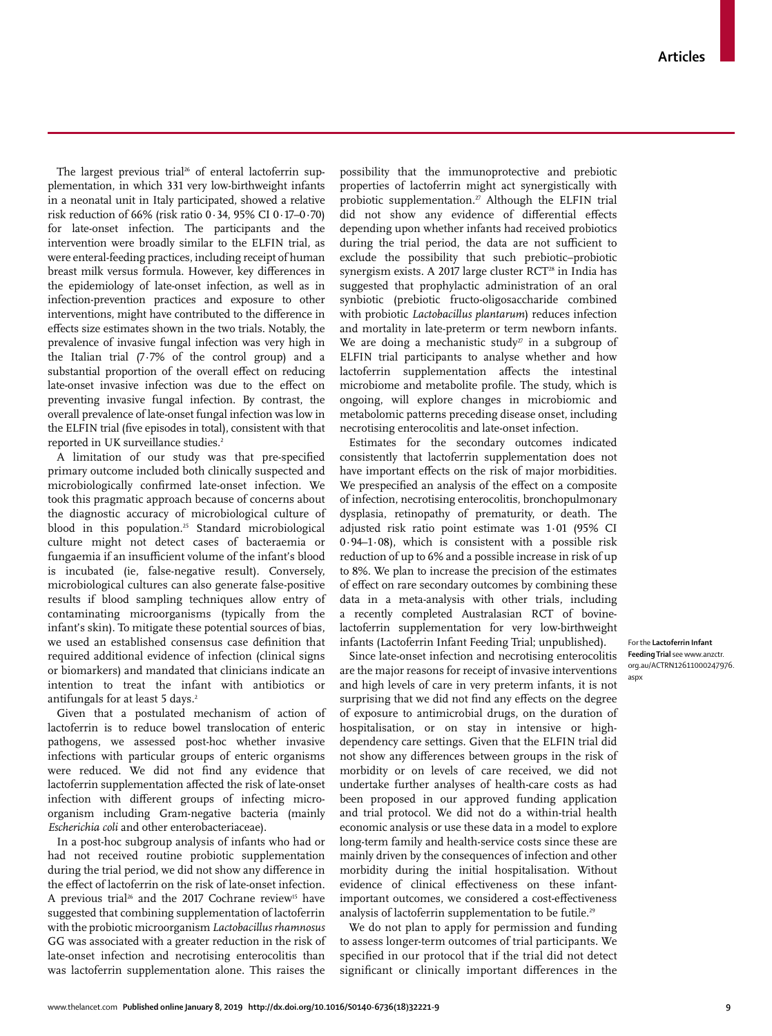The largest previous trial[26] of enteral lactoferrin supplementation, in which 331 very low-birthweight infants in a neonatal unit in Italy participated, showed a relative risk reduction of 66% (risk ratio 0·34, 95% CI 0·17–0·70) for late-onset infection. The participants and the intervention were broadly similar to the ELFIN trial, as were enteral-feeding practices, including receipt of human breast milk versus formula. However, key differences in the epidemiology of late-onset infection, as well as in infection-prevention practices and exposure to other interventions, might have contributed to the difference in effects size estimates shown in the two trials. Notably, the prevalence of invasive fungal infection was very high in the Italian trial (7·7% of the control group) and a substantial proportion of the overall effect on reducing late-onset invasive infection was due to the effect on preventing invasive fungal infection. By contrast, the overall prevalence of late-onset fungal infection was low in the ELFIN trial (five episodes in total), consistent with that reported in UK surveillance studies.[2]

A limitation of our study was that pre-specified primary outcome included both clinically suspected and microbiologically confirmed late-onset infection. We took this pragmatic approach because of concerns about the diagnostic accuracy of microbiological culture of blood in this population.[25] Standard microbiological culture might not detect cases of bacteraemia or fungaemia if an insufficient volume of the infant's blood is incubated (ie, false-negative result). Conversely, microbiological cultures can also generate false-positive results if blood sampling techniques allow entry of contaminating microorganisms (typically from the infant's skin). To mitigate these potential sources of bias, we used an established consensus case definition that required additional evidence of infection (clinical signs or biomarkers) and mandated that clinicians indicate an intention to treat the infant with antibiotics or antifungals for at least 5 days.[2]

Given that a postulated mechanism of action of lactoferrin is to reduce bowel translocation of enteric pathogens, we assessed post-hoc whether invasive infections with particular groups of enteric organisms were reduced. We did not find any evidence that lactoferrin supplementation affected the risk of late-onset infection with different groups of infecting microorganism including Gram-negative bacteria (mainly *Escherichia coli* and other enterobacteriaceae).

In a post-hoc subgroup analysis of infants who had or had not received routine probiotic supplementation during the trial period, we did not show any difference in the effect of lactoferrin on the risk of late-onset infection. A previous trial[26] and the 2017 Cochrane review[15] have suggested that combining supplementation of lactoferrin with the probiotic microorganism *Lactobacillus rhamnosus* GG was associated with a greater reduction in the risk of late-onset infection and necrotising enterocolitis than was lactoferrin supplementation alone. This raises the possibility that the immunoprotective and prebiotic properties of lactoferrin might act synergistically with probiotic supplementation.[27] Although the ELFIN trial did not show any evidence of differential effects depending upon whether infants had received probiotics during the trial period, the data are not sufficient to exclude the possibility that such prebiotic–probiotic synergism exists. A 2017 large cluster RCT[28] in India has suggested that prophylactic administration of an oral synbiotic (prebiotic fructo-oligosaccharide combined with probiotic *Lactobacillus plantarum*) reduces infection and mortality in late-preterm or term newborn infants. We are doing a mechanistic study[27] in a subgroup of ELFIN trial participants to analyse whether and how lactoferrin supplementation affects the intestinal microbiome and metabolite profile. The study, which is ongoing, will explore changes in microbiomic and metabolomic patterns preceding disease onset, including necrotising enterocolitis and late-onset infection.

Estimates for the secondary outcomes indicated consistently that lactoferrin supplementation does not have important effects on the risk of major morbidities. We prespecified an analysis of the effect on a composite of infection, necrotising enterocolitis, bronchopulmonary dysplasia, retinopathy of prematurity, or death. The adjusted risk ratio point estimate was 1·01 (95% CI 0·94–1·08), which is consistent with a possible risk reduction of up to 6% and a possible increase in risk of up to 8%. We plan to increase the precision of the estimates of effect on rare secondary outcomes by combining these data in a meta-analysis with other trials, including a recently completed Australasian RCT of bovine-lactoferrin supplementation for very low-birthweight infants (Lactoferrin Infant Feeding Trial; unpublished).

For the **Lactoferrin Infant Feeding Trial** see www.anzctr.org.au/ACTRN12611000247976.aspx

Since late-onset infection and necrotising enterocolitis are the major reasons for receipt of invasive interventions and high levels of care in very preterm infants, it is not surprising that we did not find any effects on the degree of exposure to antimicrobial drugs, on the duration of hospitalisation, or on stay in intensive or high-dependency care settings. Given that the ELFIN trial did not show any differences between groups in the risk of morbidity or on levels of care received, we did not undertake further analyses of health-care costs as had been proposed in our approved funding application and trial protocol. We did not do a within-trial health economic analysis or use these data in a model to explore long-term family and health-service costs since these are mainly driven by the consequences of infection and other morbidity during the initial hospitalisation. Without evidence of clinical effectiveness on these infant-important outcomes, we considered a cost-effectiveness analysis of lactoferrin supplementation to be futile.[29]

We do not plan to apply for permission and funding to assess longer-term outcomes of trial participants. We specified in our protocol that if the trial did not detect significant or clinically important differences in the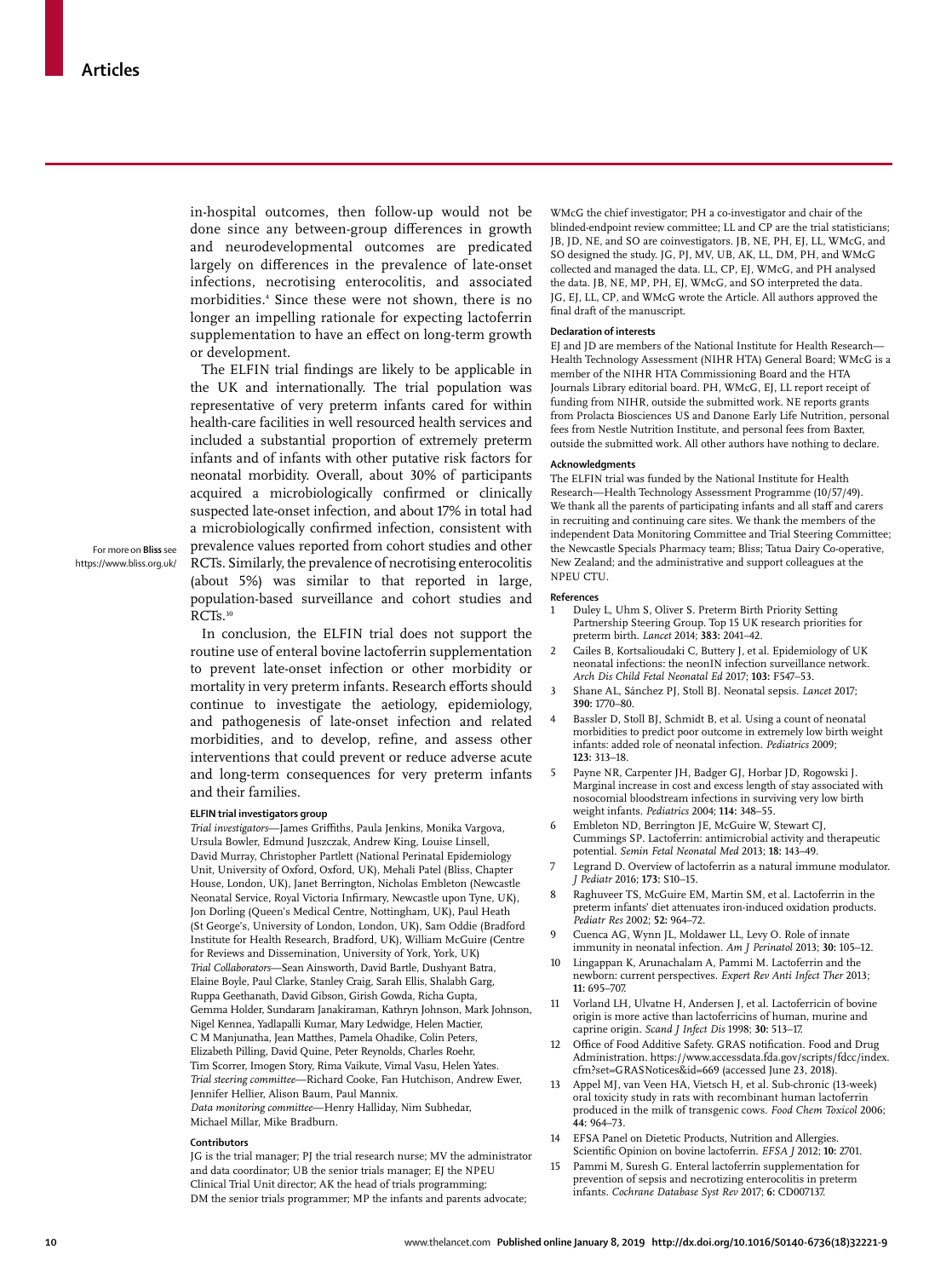in-hospital outcomes, then follow-up would not be done since any between-group differences in growth and neurodevelopmental outcomes are predicated largely on differences in the prevalence of late-onset infections, necrotising enterocolitis, and associated morbidities.[4] Since these were not shown, there is no longer an impelling rationale for expecting lactoferrin supplementation to have an effect on long-term growth or development.

The ELFIN trial findings are likely to be applicable in the UK and internationally. The trial population was representative of very preterm infants cared for within health-care facilities in well resourced health services and included a substantial proportion of extremely preterm infants and of infants with other putative risk factors for neonatal morbidity. Overall, about 30% of participants acquired a microbiologically confirmed or clinically suspected late-onset infection, and about 17% in total had a microbiologically confirmed infection, consistent with prevalence values reported from cohort studies and other RCTs. Similarly, the prevalence of necrotising enterocolitis (about 5%) was similar to that reported in large, population-based surveillance and cohort studies and RCTs.[30]

For more on **Bliss** see https://www.bliss.org.uk/

In conclusion, the ELFIN trial does not support the routine use of enteral bovine lactoferrin supplementation to prevent late-onset infection or other morbidity or mortality in very preterm infants. Research efforts should continue to investigate the aetiology, epidemiology, and pathogenesis of late-onset infection and related morbidities, and to develop, refine, and assess other interventions that could prevent or reduce adverse acute and long-term consequences for very preterm infants and their families.

#### ELFIN trial investigators group

*Trial investigators*—James Griffiths, Paula Jenkins, Monika Vargova, Ursula Bowler, Edmund Juszczak, Andrew King, Louise Linsell, David Murray, Christopher Partlett (National Perinatal Epidemiology Unit, University of Oxford, Oxford, UK), Mehali Patel (Bliss, Chapter House, London, UK), Janet Berrington, Nicholas Embleton (Newcastle Neonatal Service, Royal Victoria Infirmary, Newcastle upon Tyne, UK), Jon Dorling (Queen's Medical Centre, Nottingham, UK), Paul Heath (St George's, University of London, London, UK), Sam Oddie (Bradford Institute for Health Research, Bradford, UK), William McGuire (Centre for Reviews and Dissemination, University of York, York, UK)
*Trial Collaborators*—Sean Ainsworth, David Bartle, Dushyant Batra, Elaine Boyle, Paul Clarke, Stanley Craig, Sarah Ellis, Shalabh Garg, Ruppa Geethanath, David Gibson, Girish Gowda, Richa Gupta, Gemma Holder, Sundaram Janakiraman, Kathryn Johnson, Mark Johnson, Nigel Kennea, Yadlapalli Kumar, Mary Ledwidge, Helen Mactier, C M Manjunatha, Jean Matthes, Pamela Ohadike, Colin Peters, Elizabeth Pilling, David Quine, Peter Reynolds, Charles Roehr, Tim Scorrer, Imogen Story, Rima Vaikute, Vimal Vasu, Helen Yates.
*Trial steering committee*—Richard Cooke, Fan Hutchison, Andrew Ewer, Jennifer Hellier, Alison Baum, Paul Mannix.
*Data monitoring committee*—Henry Halliday, Nim Subhedar, Michael Millar, Mike Bradburn.

#### Contributors

JG is the trial manager; PJ the trial research nurse; MV the administrator and data coordinator; UB the senior trials manager; EJ the NPEU Clinical Trial Unit director; AK the head of trials programming; DM the senior trials programmer; MP the infants and parents advocate; WMcG the chief investigator; PH a co-investigator and chair of the blinded-endpoint review committee; LL and CP are the trial statisticians; JB, JD, NE, and SO are coinvestigators. JB, NE, PH, EJ, LL, WMcG, and SO designed the study. JG, PJ, MV, UB, AK, LL, DM, PH, and WMcG collected and managed the data. LL, CP, EJ, WMcG, and PH analysed the data. JB, NE, MP, PH, EJ, WMcG, and SO interpreted the data. JG, EJ, LL, CP, and WMcG wrote the Article. All authors approved the final draft of the manuscript.

#### Declaration of interests

EJ and JD are members of the National Institute for Health Research—Health Technology Assessment (NIHR HTA) General Board; WMcG is a member of the NIHR HTA Commissioning Board and the HTA Journals Library editorial board. PH, WMcG, EJ, LL report receipt of funding from NIHR, outside the submitted work. NE reports grants from Prolacta Biosciences US and Danone Early Life Nutrition, personal fees from Nestle Nutrition Institute, and personal fees from Baxter, outside the submitted work. All other authors have nothing to declare.

#### Acknowledgments

The ELFIN trial was funded by the National Institute for Health Research—Health Technology Assessment Programme (10/57/49). We thank all the parents of participating infants and all staff and carers in recruiting and continuing care sites. We thank the members of the independent Data Monitoring Committee and Trial Steering Committee; the Newcastle Specials Pharmacy team; Bliss; Tatua Dairy Co-operative, New Zealand; and the administrative and support colleagues at the NPEU CTU.

#### References

1. Duley L, Uhm S, Oliver S. Preterm Birth Priority Setting Partnership Steering Group. Top 15 UK research priorities for preterm birth. *Lancet* 2014; **383:** 2041–42.
2. Cailes B, Kortsalioudaki C, Buttery J, et al. Epidemiology of UK neonatal infections: the neonIN infection surveillance network. *Arch Dis Child Fetal Neonatal Ed* 2017; **103:** F547–53.
3. Shane AL, Sánchez PJ, Stoll BJ. Neonatal sepsis. *Lancet* 2017; **390:** 1770–80.
4. Bassler D, Stoll BJ, Schmidt B, et al. Using a count of neonatal morbidities to predict poor outcome in extremely low birth weight infants: added role of neonatal infection. *Pediatrics* 2009; **123:** 313–18.
5. Payne NR, Carpenter JH, Badger GJ, Horbar JD, Rogowski J. Marginal increase in cost and excess length of stay associated with nosocomial bloodstream infections in surviving very low birth weight infants. *Pediatrics* 2004; **114:** 348–55.
6. Embleton ND, Berrington JE, McGuire W, Stewart CJ, Cummings SP. Lactoferrin: antimicrobial activity and therapeutic potential. *Semin Fetal Neonatal Med* 2013; **18:** 143–49.
7. Legrand D. Overview of lactoferrin as a natural immune modulator. *J Pediatr* 2016; **173:** S10–15.
8. Raghuveer TS, McGuire EM, Martin SM, et al. Lactoferrin in the preterm infants' diet attenuates iron-induced oxidation products. *Pediatr Res* 2002; **52:** 964–72.
9. Cuenca AG, Wynn JL, Moldawer LL, Levy O. Role of innate immunity in neonatal infection. *Am J Perinatol* 2013; **30:** 105–12.
10. Lingappan K, Arunachalam A, Pammi M. Lactoferrin and the newborn: current perspectives. *Expert Rev Anti Infect Ther* 2013; **11:** 695–707.
11. Vorland LH, Ulvatne H, Andersen J, et al. Lactoferricin of bovine origin is more active than lactoferricins of human, murine and caprine origin. *Scand J Infect Dis* 1998; **30:** 513–17.
12. Office of Food Additive Safety. GRAS notification. Food and Drug Administration. https://www.accessdata.fda.gov/scripts/fdcc/index.cfm?set=GRASNotices&id=669 (accessed June 23, 2018).
13. Appel MJ, van Veen HA, Vietsch H, et al. Sub-chronic (13-week) oral toxicity study in rats with recombinant human lactoferrin produced in the milk of transgenic cows. *Food Chem Toxicol* 2006; **44:** 964–73.
14. EFSA Panel on Dietetic Products, Nutrition and Allergies. Scientific Opinion on bovine lactoferrin. *EFSA J* 2012; **10:** 2701.
15. Pammi M, Suresh G. Enteral lactoferrin supplementation for prevention of sepsis and necrotizing enterocolitis in preterm infants. *Cochrane Database Syst Rev* 2017; **6:** CD007137.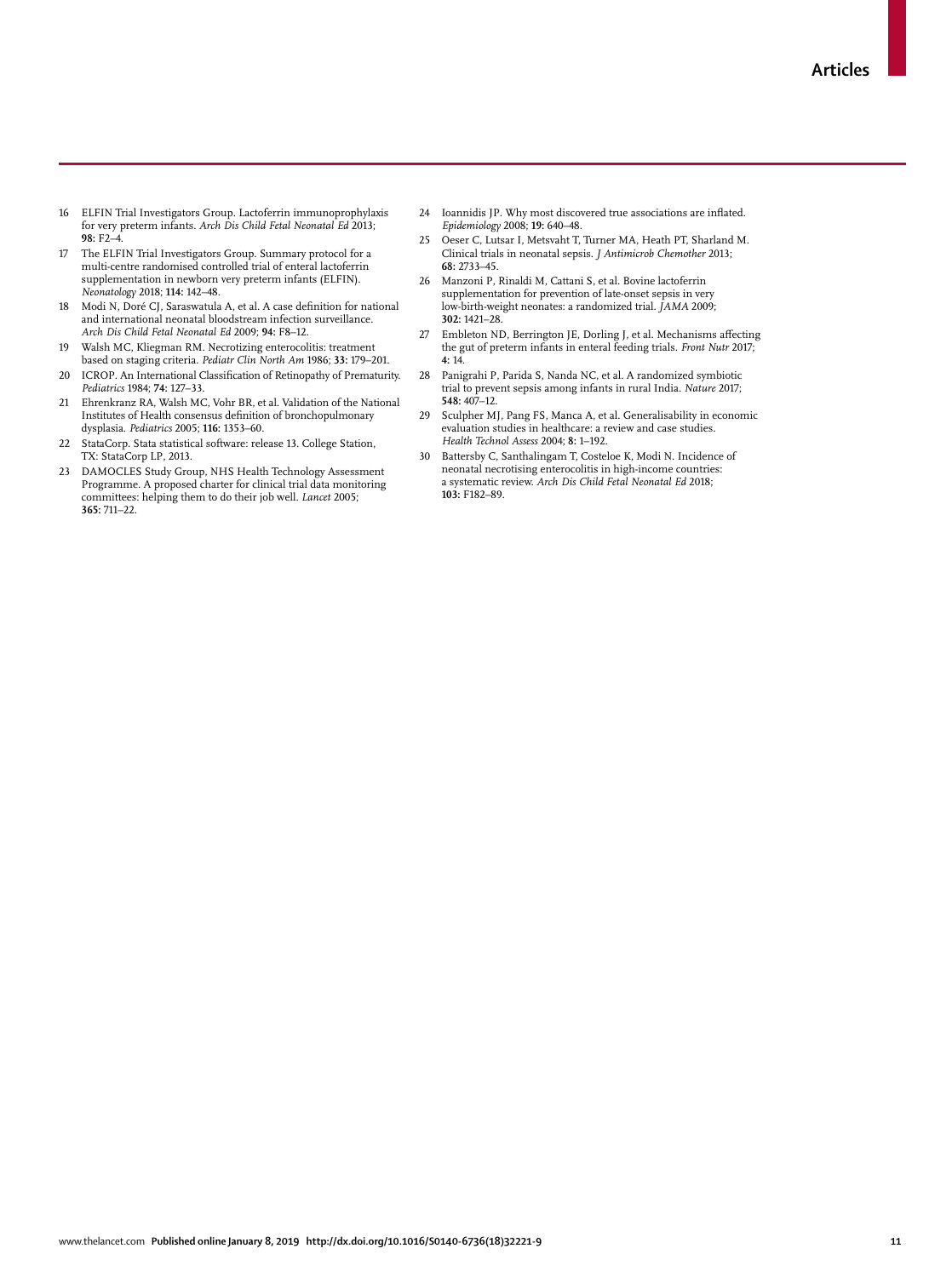16 ELFIN Trial Investigators Group. Lactoferrin immunoprophylaxis for very preterm infants. *Arch Dis Child Fetal Neonatal Ed* 2013; **98:** F2–4.

17 The ELFIN Trial Investigators Group. Summary protocol for a multi-centre randomised controlled trial of enteral lactoferrin supplementation in newborn very preterm infants (ELFIN). *Neonatology* 2018; **114:** 142–48.

18 Modi N, Doré CJ, Saraswatula A, et al. A case definition for national and international neonatal bloodstream infection surveillance. *Arch Dis Child Fetal Neonatal Ed* 2009; **94:** F8–12.

19 Walsh MC, Kliegman RM. Necrotizing enterocolitis: treatment based on staging criteria. *Pediatr Clin North Am* 1986; **33:** 179–201.

20 ICROP. An International Classification of Retinopathy of Prematurity. *Pediatrics* 1984; **74:** 127–33.

21 Ehrenkranz RA, Walsh MC, Vohr BR, et al. Validation of the National Institutes of Health consensus definition of bronchopulmonary dysplasia. *Pediatrics* 2005; **116:** 1353–60.

22 StataCorp. Stata statistical software: release 13. College Station, TX: StataCorp LP, 2013.

23 DAMOCLES Study Group, NHS Health Technology Assessment Programme. A proposed charter for clinical trial data monitoring committees: helping them to do their job well. *Lancet* 2005; **365:** 711–22.

24 Ioannidis JP. Why most discovered true associations are inflated. *Epidemiology* 2008; **19:** 640–48.

25 Oeser C, Lutsar I, Metsvaht T, Turner MA, Heath PT, Sharland M. Clinical trials in neonatal sepsis. *J Antimicrob Chemother* 2013; **68:** 2733–45.

26 Manzoni P, Rinaldi M, Cattani S, et al. Bovine lactoferrin supplementation for prevention of late-onset sepsis in very low-birth-weight neonates: a randomized trial. *JAMA* 2009; **302:** 1421–28.

27 Embleton ND, Berrington JE, Dorling J, et al. Mechanisms affecting the gut of preterm infants in enteral feeding trials. *Front Nutr* 2017; **4:** 14.

28 Panigrahi P, Parida S, Nanda NC, et al. A randomized symbiotic trial to prevent sepsis among infants in rural India. *Nature* 2017; **548:** 407–12.

29 Sculpher MJ, Pang FS, Manca A, et al. Generalisability in economic evaluation studies in healthcare: a review and case studies. *Health Technol Assess* 2004; **8:** 1–192.

30 Battersby C, Santhalingam T, Costeloe K, Modi N. Incidence of neonatal necrotising enterocolitis in high-income countries: a systematic review. *Arch Dis Child Fetal Neonatal Ed* 2018; **103:** F182–89.